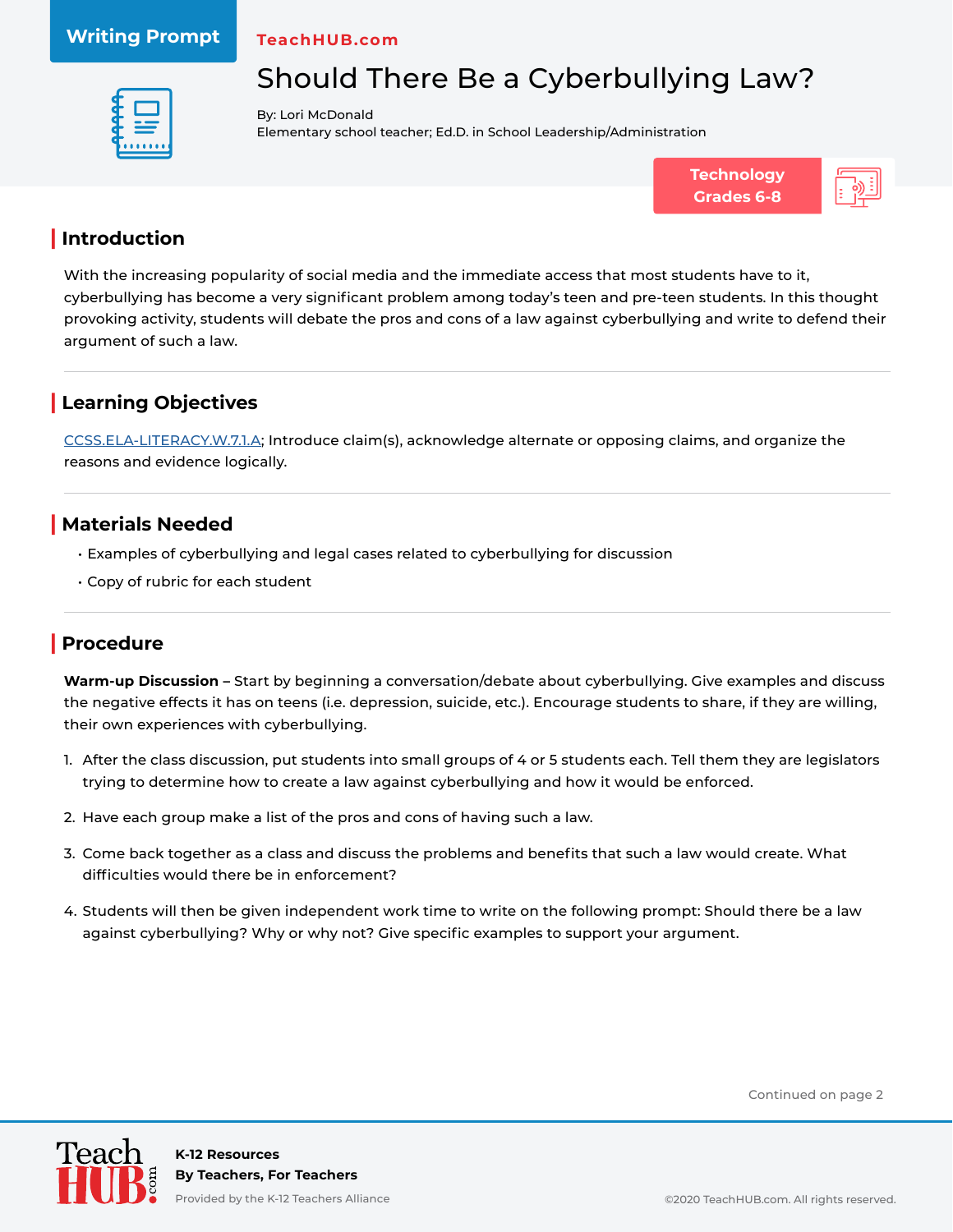Writing Prompt

TeachHUB.com

# Should There Be a Cyberbullying Law?

By: Lori McDonald
Elementary school teacher; Ed.D. in School Leadership/Administration

Technology
Grades 6-8

## Introduction

With the increasing popularity of social media and the immediate access that most students have to it, cyberbullying has become a very significant problem among today's teen and pre-teen students. In this thought provoking activity, students will debate the pros and cons of a law against cyberbullying and write to defend their argument of such a law.

## Learning Objectives

CCSS.ELA-LITERACY.W.7.1.A; Introduce claim(s), acknowledge alternate or opposing claims, and organize the reasons and evidence logically.

## Materials Needed

- Examples of cyberbullying and legal cases related to cyberbullying for discussion
- Copy of rubric for each student

## Procedure

**Warm-up Discussion –** Start by beginning a conversation/debate about cyberbullying. Give examples and discuss the negative effects it has on teens (i.e. depression, suicide, etc.). Encourage students to share, if they are willing, their own experiences with cyberbullying.

1. After the class discussion, put students into small groups of 4 or 5 students each. Tell them they are legislators trying to determine how to create a law against cyberbullying and how it would be enforced.
2. Have each group make a list of the pros and cons of having such a law.
3. Come back together as a class and discuss the problems and benefits that such a law would create. What difficulties would there be in enforcement?
4. Students will then be given independent work time to write on the following prompt: Should there be a law against cyberbullying? Why or why not? Give specific examples to support your argument.

Continued on page 2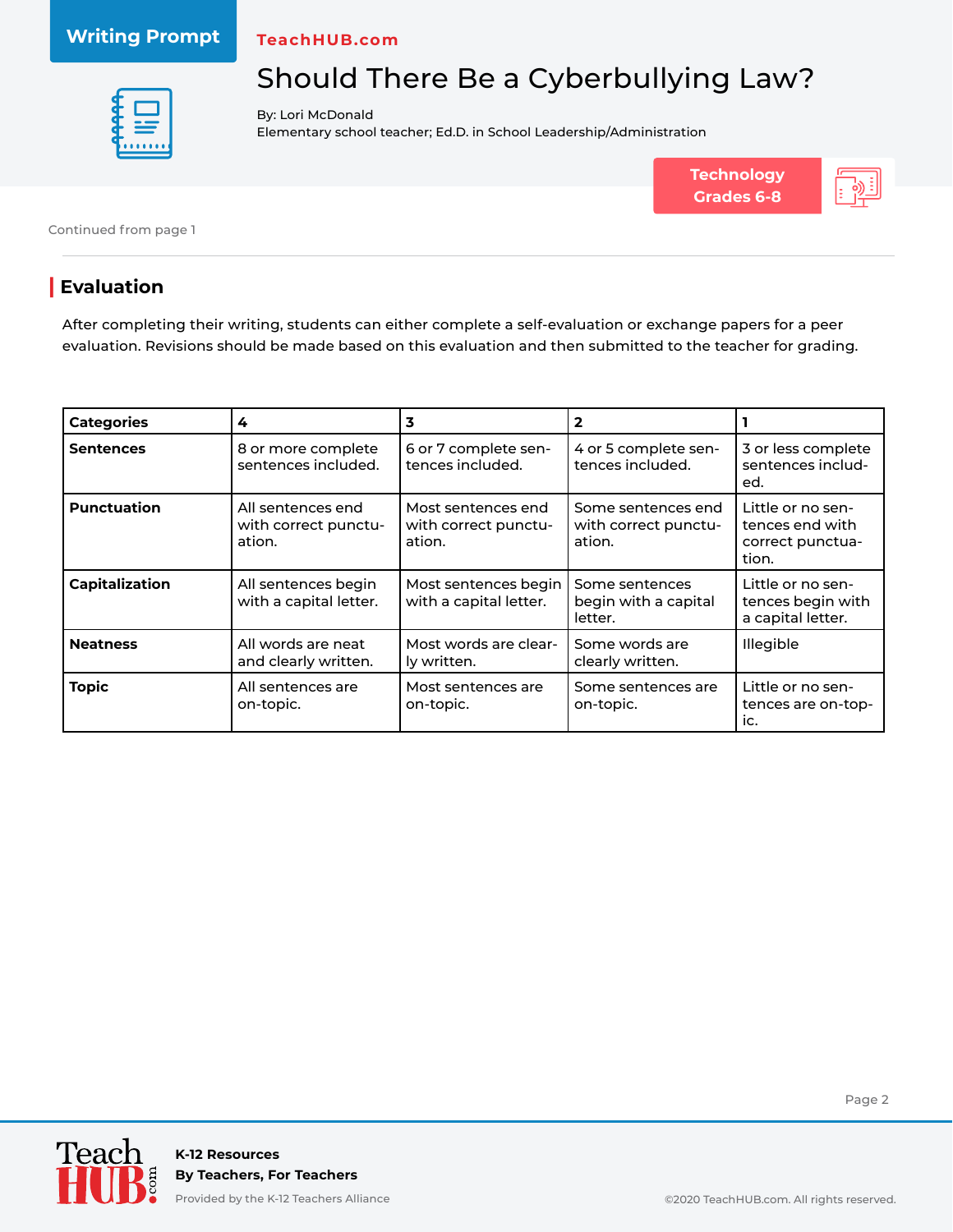Writing Prompt

TeachHUB.com

# Should There Be a Cyberbullying Law?

By: Lori McDonald
Elementary school teacher; Ed.D. in School Leadership/Administration

Technology
Grades 6-8

Continued from page 1

## Evaluation

After completing their writing, students can either complete a self-evaluation or exchange papers for a peer evaluation. Revisions should be made based on this evaluation and then submitted to the teacher for grading.

| Categories | 4 | 3 | 2 | 1 |
|---|---|---|---|---|
| **Sentences** | 8 or more complete sentences included. | 6 or 7 complete sentences included. | 4 or 5 complete sentences included. | 3 or less complete sentences included. |
| **Punctuation** | All sentences end with correct punctuation. | Most sentences end with correct punctuation. | Some sentences end with correct punctuation. | Little or no sentences end with correct punctuation. |
| **Capitalization** | All sentences begin with a capital letter. | Most sentences begin with a capital letter. | Some sentences begin with a capital letter. | Little or no sentences begin with a capital letter. |
| **Neatness** | All words are neat and clearly written. | Most words are clearly written. | Some words are clearly written. | Illegible |
| **Topic** | All sentences are on-topic. | Most sentences are on-topic. | Some sentences are on-topic. | Little or no sentences are on-topic. |

K-12 Resources
By Teachers, For Teachers
Provided by the K-12 Teachers Alliance

©2020 TeachHUB.com. All rights reserved.